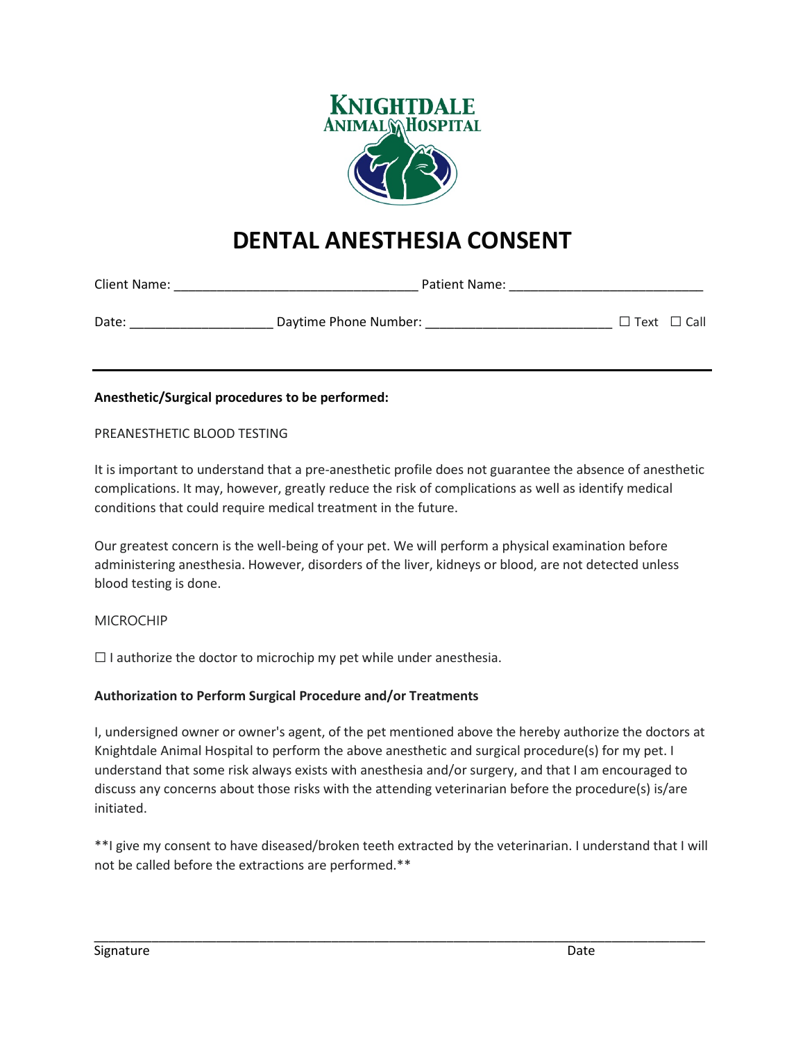KNIGHTDALE
ANIMAL HOSPITAL

# DENTAL ANESTHESIA CONSENT

Client Name: ________________________________ Patient Name: ________________________

Date: __________________ Daytime Phone Number: _______________________ ☐ Text ☐ Call

---

**Anesthetic/Surgical procedures to be performed:**

PREANESTHETIC BLOOD TESTING

It is important to understand that a pre-anesthetic profile does not guarantee the absence of anesthetic complications. It may, however, greatly reduce the risk of complications as well as identify medical conditions that could require medical treatment in the future.

Our greatest concern is the well-being of your pet. We will perform a physical examination before administering anesthesia. However, disorders of the liver, kidneys or blood, are not detected unless blood testing is done.

MICROCHIP

☐ I authorize the doctor to microchip my pet while under anesthesia.

**Authorization to Perform Surgical Procedure and/or Treatments**

I, undersigned owner or owner's agent, of the pet mentioned above the hereby authorize the doctors at Knightdale Animal Hospital to perform the above anesthetic and surgical procedure(s) for my pet. I understand that some risk always exists with anesthesia and/or surgery, and that I am encouraged to discuss any concerns about those risks with the attending veterinarian before the procedure(s) is/are initiated.

**I give my consent to have diseased/broken teeth extracted by the veterinarian. I understand that I will not be called before the extractions are performed.**

_______________________________________________________________________________

Signature Date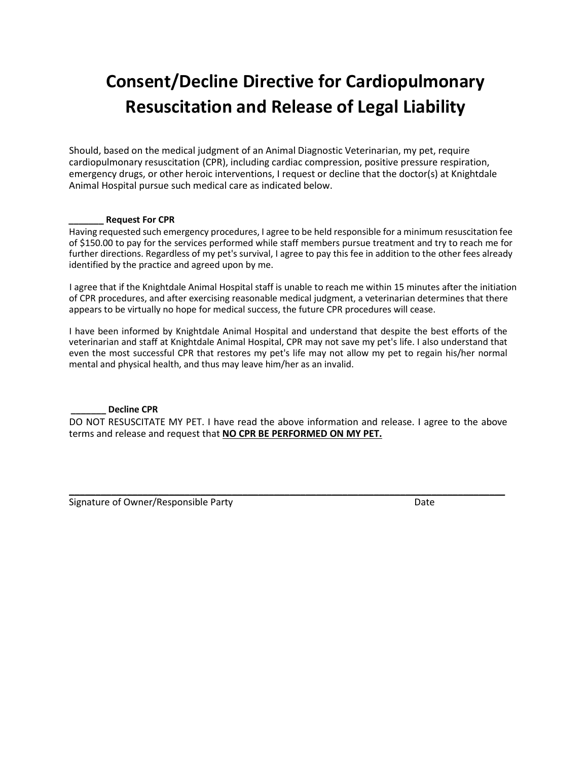# Consent/Decline Directive for Cardiopulmonary Resuscitation and Release of Legal Liability

Should, based on the medical judgment of an Animal Diagnostic Veterinarian, my pet, require cardiopulmonary resuscitation (CPR), including cardiac compression, positive pressure respiration, emergency drugs, or other heroic interventions, I request or decline that the doctor(s) at Knightdale Animal Hospital pursue such medical care as indicated below.

**_______ Request For CPR**

Having requested such emergency procedures, I agree to be held responsible for a minimum resuscitation fee of $150.00 to pay for the services performed while staff members pursue treatment and try to reach me for further directions. Regardless of my pet's survival, I agree to pay this fee in addition to the other fees already identified by the practice and agreed upon by me.

I agree that if the Knightdale Animal Hospital staff is unable to reach me within 15 minutes after the initiation of CPR procedures, and after exercising reasonable medical judgment, a veterinarian determines that there appears to be virtually no hope for medical success, the future CPR procedures will cease.

I have been informed by Knightdale Animal Hospital and understand that despite the best efforts of the veterinarian and staff at Knightdale Animal Hospital, CPR may not save my pet's life. I also understand that even the most successful CPR that restores my pet's life may not allow my pet to regain his/her normal mental and physical health, and thus may leave him/her as an invalid.

**_______ Decline CPR**

DO NOT RESUSCITATE MY PET. I have read the above information and release. I agree to the above terms and release and request that **NO CPR BE PERFORMED ON MY PET.**

______________________________________________________________________________

Signature of Owner/Responsible Party Date